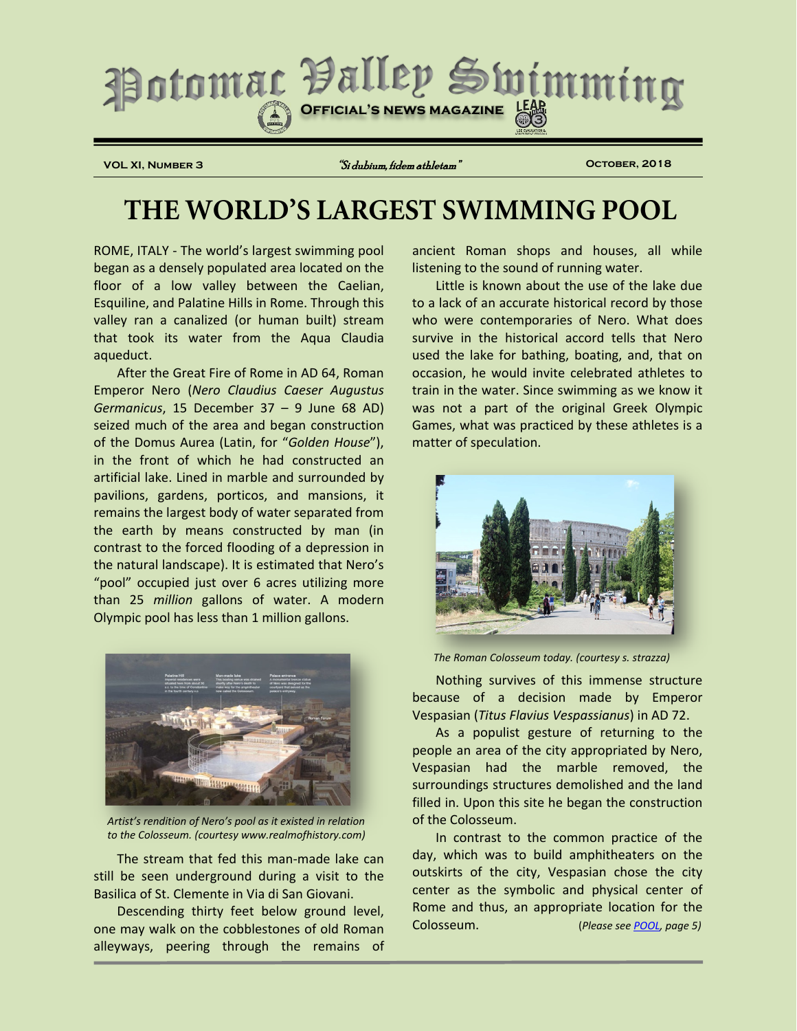# Potomac Valley Swimming

**OFFICIAL'S NEWS MAGAZINE**

VOL XI, NUMBER 3 — *"Si dubium, fidem athletam"* — OCTOBER, 2018

# THE WORLD'S LARGEST SWIMMING POOL

ROME, ITALY - The world's largest swimming pool began as a densely populated area located on the floor of a low valley between the Caelian, Esquiline, and Palatine Hills in Rome. Through this valley ran a canalized (or human built) stream that took its water from the Aqua Claudia aqueduct.

After the Great Fire of Rome in AD 64, Roman Emperor Nero (*Nero Claudius Caeser Augustus Germanicus*, 15 December 37 – 9 June 68 AD) seized much of the area and began construction of the Domus Aurea (Latin, for "*Golden House*"), in the front of which he had constructed an artificial lake. Lined in marble and surrounded by pavilions, gardens, porticos, and mansions, it remains the largest body of water separated from the earth by means constructed by man (in contrast to the forced flooding of a depression in the natural landscape). It is estimated that Nero's "pool" occupied just over 6 acres utilizing more than 25 *million* gallons of water. A modern Olympic pool has less than 1 million gallons.

*Artist's rendition of Nero's pool as it existed in relation to the Colosseum. (courtesy www.realmofhistory.com)*

The stream that fed this man-made lake can still be seen underground during a visit to the Basilica of St. Clemente in Via di San Giovani.

Descending thirty feet below ground level, one may walk on the cobblestones of old Roman alleyways, peering through the remains of ancient Roman shops and houses, all while listening to the sound of running water.

Little is known about the use of the lake due to a lack of an accurate historical record by those who were contemporaries of Nero. What does survive in the historical accord tells that Nero used the lake for bathing, boating, and, that on occasion, he would invite celebrated athletes to train in the water. Since swimming as we know it was not a part of the original Greek Olympic Games, what was practiced by these athletes is a matter of speculation.

*The Roman Colosseum today. (courtesy s. strazza)*

Nothing survives of this immense structure because of a decision made by Emperor Vespasian (*Titus Flavius Vespassianus*) in AD 72.

As a populist gesture of returning to the people an area of the city appropriated by Nero, Vespasian had the marble removed, the surroundings structures demolished and the land filled in. Upon this site he began the construction of the Colosseum.

In contrast to the common practice of the day, which was to build amphitheaters on the outskirts of the city, Vespasian chose the city center as the symbolic and physical center of Rome and thus, an appropriate location for the Colosseum. (*Please see POOL, page 5*)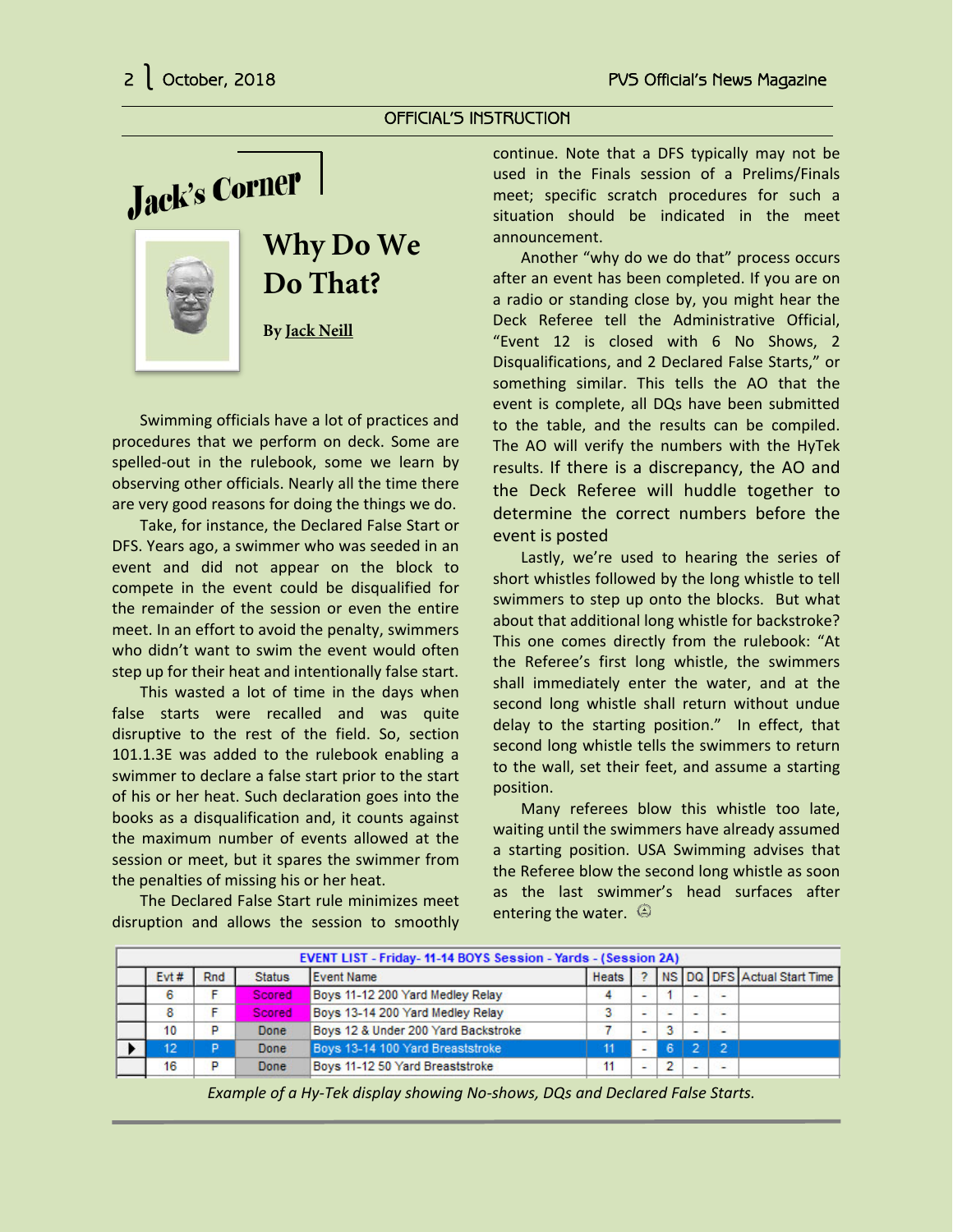OFFICIAL'S INSTRUCTION

# Jack's Corner

## Why Do We Do That?

**By Jack Neill**

Swimming officials have a lot of practices and procedures that we perform on deck. Some are spelled-out in the rulebook, some we learn by observing other officials. Nearly all the time there are very good reasons for doing the things we do.

Take, for instance, the Declared False Start or DFS. Years ago, a swimmer who was seeded in an event and did not appear on the block to compete in the event could be disqualified for the remainder of the session or even the entire meet. In an effort to avoid the penalty, swimmers who didn't want to swim the event would often step up for their heat and intentionally false start.

This wasted a lot of time in the days when false starts were recalled and was quite disruptive to the rest of the field. So, section 101.1.3E was added to the rulebook enabling a swimmer to declare a false start prior to the start of his or her heat. Such declaration goes into the books as a disqualification and, it counts against the maximum number of events allowed at the session or meet, but it spares the swimmer from the penalties of missing his or her heat.

The Declared False Start rule minimizes meet disruption and allows the session to smoothly continue. Note that a DFS typically may not be used in the Finals session of a Prelims/Finals meet; specific scratch procedures for such a situation should be indicated in the meet announcement.

Another "why do we do that" process occurs after an event has been completed. If you are on a radio or standing close by, you might hear the Deck Referee tell the Administrative Official, "Event 12 is closed with 6 No Shows, 2 Disqualifications, and 2 Declared False Starts," or something similar. This tells the AO that the event is complete, all DQs have been submitted to the table, and the results can be compiled. The AO will verify the numbers with the HyTek results. If there is a discrepancy, the AO and the Deck Referee will huddle together to determine the correct numbers before the event is posted

Lastly, we're used to hearing the series of short whistles followed by the long whistle to tell swimmers to step up onto the blocks. But what about that additional long whistle for backstroke? This one comes directly from the rulebook: "At the Referee's first long whistle, the swimmers shall immediately enter the water, and at the second long whistle shall return without undue delay to the starting position." In effect, that second long whistle tells the swimmers to return to the wall, set their feet, and assume a starting position.

Many referees blow this whistle too late, waiting until the swimmers have already assumed a starting position. USA Swimming advises that the Referee blow the second long whistle as soon as the last swimmer's head surfaces after entering the water. ☺

| | EVENT LIST - Friday- 11-14 BOYS Session - Yards - (Session 2A) | | | | | | | | | |
|---|---|---|---|---|---|---|---|---|---|---|
| | Evt # | Rnd | Status | Event Name | Heats | ? | NS | DQ | DFS | Actual Start Time |
| | 6 | F | Scored | Boys 11-12 200 Yard Medley Relay | 4 | - | 1 | - | - | |
| | 8 | F | Scored | Boys 13-14 200 Yard Medley Relay | 3 | - | - | - | - | |
| | 10 | P | Done | Boys 12 & Under 200 Yard Backstroke | 7 | - | 3 | - | - | |
| ▶ | 12 | P | Done | Boys 13-14 100 Yard Breaststroke | 11 | - | 6 | 2 | 2 | |
| | 16 | P | Done | Boys 11-12 50 Yard Breaststroke | 11 | - | 2 | - | - | |

*Example of a Hy-Tek display showing No-shows, DQs and Declared False Starts.*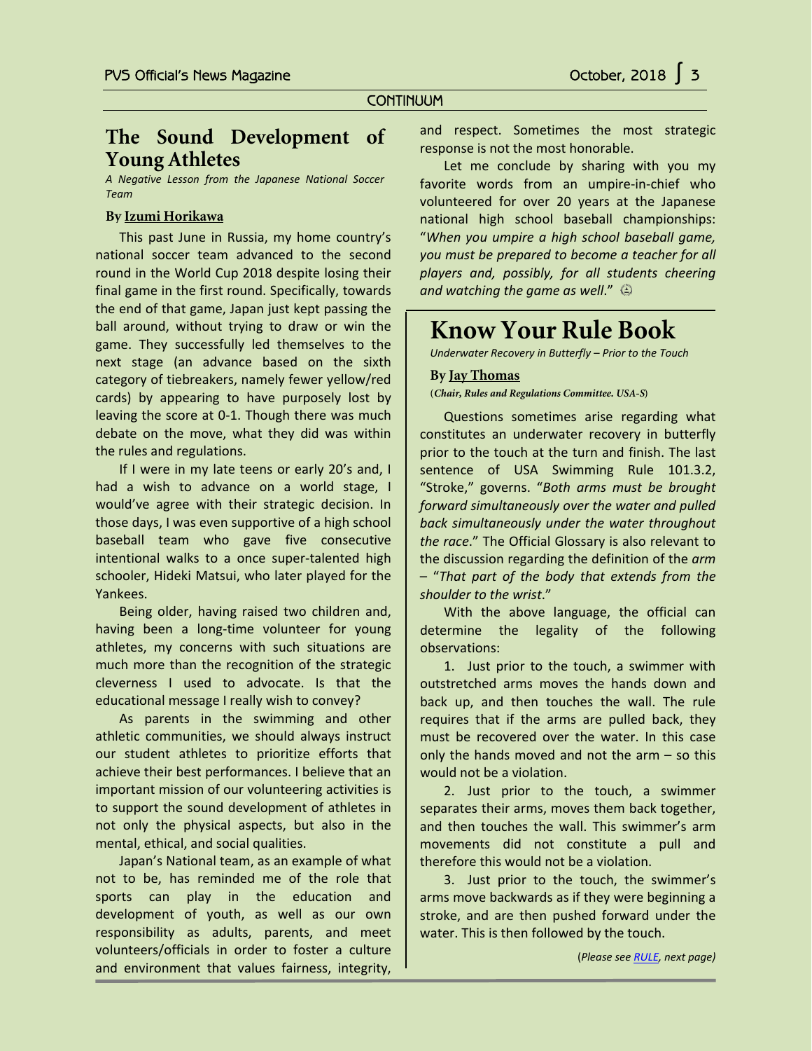CONTINUUM

## The Sound Development of Young Athletes

*A Negative Lesson from the Japanese National Soccer Team*

**By Izumi Horikawa**

This past June in Russia, my home country's national soccer team advanced to the second round in the World Cup 2018 despite losing their final game in the first round. Specifically, towards the end of that game, Japan just kept passing the ball around, without trying to draw or win the game. They successfully led themselves to the next stage (an advance based on the sixth category of tiebreakers, namely fewer yellow/red cards) by appearing to have purposely lost by leaving the score at 0-1. Though there was much debate on the move, what they did was within the rules and regulations.

If I were in my late teens or early 20's and, I had a wish to advance on a world stage, I would've agree with their strategic decision. In those days, I was even supportive of a high school baseball team who gave five consecutive intentional walks to a once super-talented high schooler, Hideki Matsui, who later played for the Yankees.

Being older, having raised two children and, having been a long-time volunteer for young athletes, my concerns with such situations are much more than the recognition of the strategic cleverness I used to advocate. Is that the educational message I really wish to convey?

As parents in the swimming and other athletic communities, we should always instruct our student athletes to prioritize efforts that achieve their best performances. I believe that an important mission of our volunteering activities is to support the sound development of athletes in not only the physical aspects, but also in the mental, ethical, and social qualities.

Japan's National team, as an example of what not to be, has reminded me of the role that sports can play in the education and development of youth, as well as our own responsibility as adults, parents, and meet volunteers/officials in order to foster a culture and environment that values fairness, integrity, and respect. Sometimes the most strategic response is not the most honorable.

Let me conclude by sharing with you my favorite words from an umpire-in-chief who volunteered for over 20 years at the Japanese national high school baseball championships: "*When you umpire a high school baseball game, you must be prepared to become a teacher for all players and, possibly, for all students cheering and watching the game as well*."

## Know Your Rule Book

*Underwater Recovery in Butterfly – Prior to the Touch*

**By Jay Thomas**

**(*Chair, Rules and Regulations Committee. USA-S*)**

Questions sometimes arise regarding what constitutes an underwater recovery in butterfly prior to the touch at the turn and finish. The last sentence of USA Swimming Rule 101.3.2, "Stroke," governs. "*Both arms must be brought forward simultaneously over the water and pulled back simultaneously under the water throughout the race*." The Official Glossary is also relevant to the discussion regarding the definition of the *arm* – "*That part of the body that extends from the shoulder to the wrist*."

With the above language, the official can determine the legality of the following observations:

1. Just prior to the touch, a swimmer with outstretched arms moves the hands down and back up, and then touches the wall. The rule requires that if the arms are pulled back, they must be recovered over the water. In this case only the hands moved and not the arm – so this would not be a violation.

2. Just prior to the touch, a swimmer separates their arms, moves them back together, and then touches the wall. This swimmer's arm movements did not constitute a pull and therefore this would not be a violation.

3. Just prior to the touch, the swimmer's arms move backwards as if they were beginning a stroke, and are then pushed forward under the water. This is then followed by the touch.

(*Please see RULE, next page)*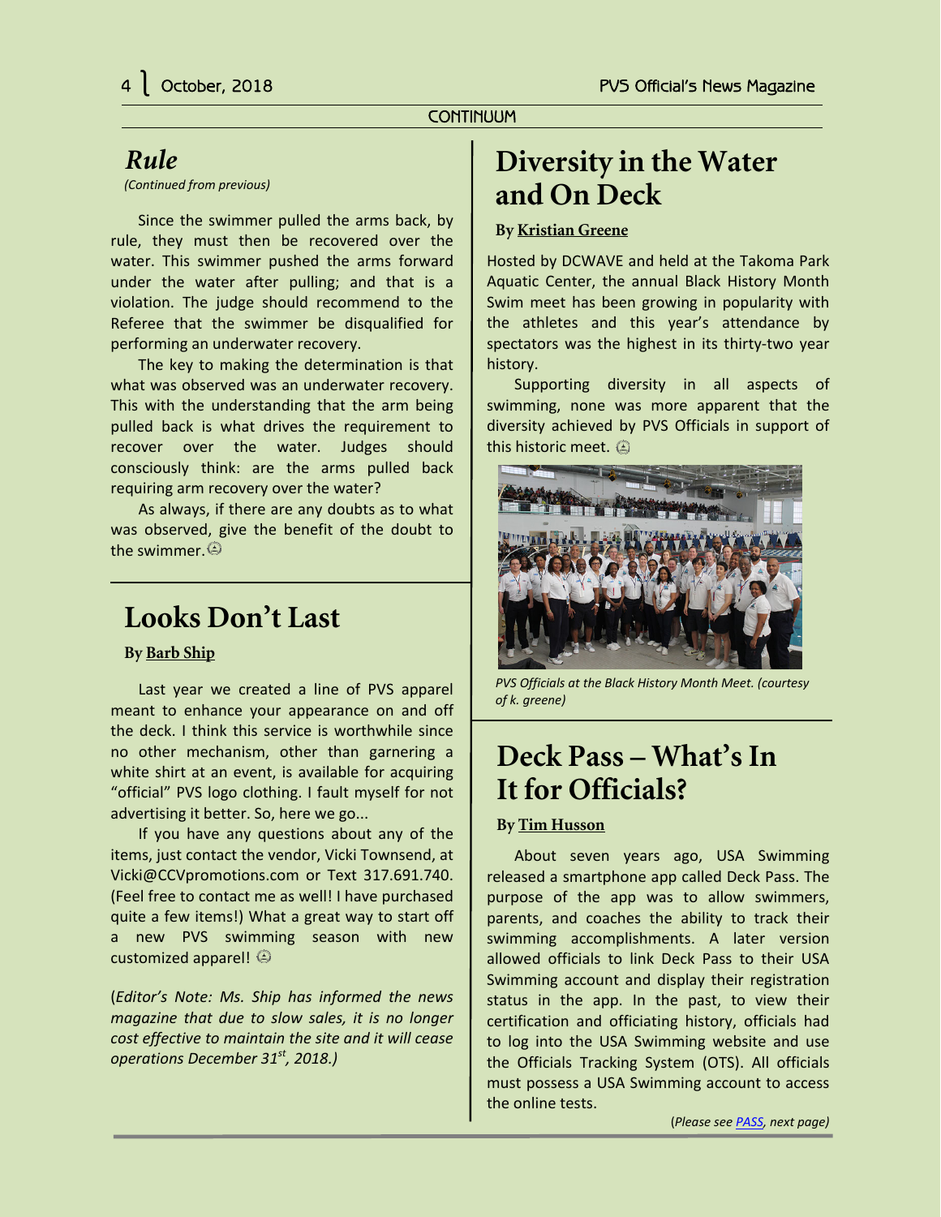CONTINUUM

## Rule

*(Continued from previous)*

Since the swimmer pulled the arms back, by rule, they must then be recovered over the water. This swimmer pushed the arms forward under the water after pulling; and that is a violation. The judge should recommend to the Referee that the swimmer be disqualified for performing an underwater recovery.

The key to making the determination is that what was observed was an underwater recovery. This with the understanding that the arm being pulled back is what drives the requirement to recover over the water. Judges should consciously think: are the arms pulled back requiring arm recovery over the water?

As always, if there are any doubts as to what was observed, give the benefit of the doubt to the swimmer.

## Looks Don't Last

**By Barb Ship**

Last year we created a line of PVS apparel meant to enhance your appearance on and off the deck. I think this service is worthwhile since no other mechanism, other than garnering a white shirt at an event, is available for acquiring "official" PVS logo clothing. I fault myself for not advertising it better. So, here we go...

If you have any questions about any of the items, just contact the vendor, Vicki Townsend, at Vicki@CCVpromotions.com or Text 317.691.740. (Feel free to contact me as well! I have purchased quite a few items!) What a great way to start off a new PVS swimming season with new customized apparel!

(*Editor's Note: Ms. Ship has informed the news magazine that due to slow sales, it is no longer cost effective to maintain the site and it will cease operations December 31st, 2018.*)

## Diversity in the Water and On Deck

**By Kristian Greene**

Hosted by DCWAVE and held at the Takoma Park Aquatic Center, the annual Black History Month Swim meet has been growing in popularity with the athletes and this year's attendance by spectators was the highest in its thirty-two year history.

Supporting diversity in all aspects of swimming, none was more apparent that the diversity achieved by PVS Officials in support of this historic meet.

*PVS Officials at the Black History Month Meet. (courtesy of k. greene)*

## Deck Pass – What's In It for Officials?

**By Tim Husson**

About seven years ago, USA Swimming released a smartphone app called Deck Pass. The purpose of the app was to allow swimmers, parents, and coaches the ability to track their swimming accomplishments. A later version allowed officials to link Deck Pass to their USA Swimming account and display their registration status in the app. In the past, to view their certification and officiating history, officials had to log into the USA Swimming website and use the Officials Tracking System (OTS). All officials must possess a USA Swimming account to access the online tests.

(*Please see PASS, next page*)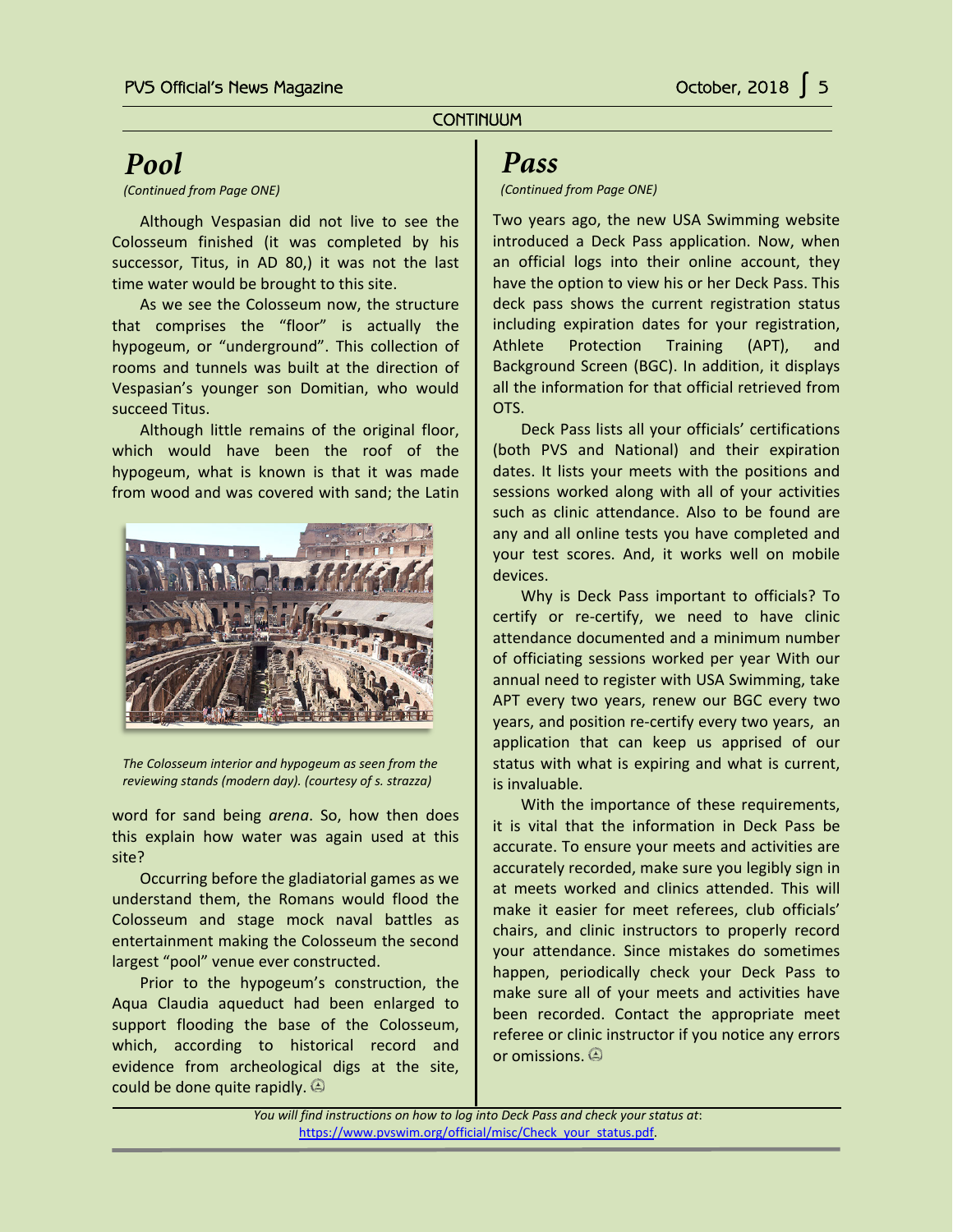CONTINUUM

# Pool

*(Continued from Page ONE)*

Although Vespasian did not live to see the Colosseum finished (it was completed by his successor, Titus, in AD 80,) it was not the last time water would be brought to this site.

As we see the Colosseum now, the structure that comprises the "floor" is actually the hypogeum, or "underground". This collection of rooms and tunnels was built at the direction of Vespasian's younger son Domitian, who would succeed Titus.

Although little remains of the original floor, which would have been the roof of the hypogeum, what is known is that it was made from wood and was covered with sand; the Latin word for sand being *arena*. So, how then does this explain how water was again used at this site?

*The Colosseum interior and hypogeum as seen from the reviewing stands (modern day). (courtesy of s. strazza)*

Occurring before the gladiatorial games as we understand them, the Romans would flood the Colosseum and stage mock naval battles as entertainment making the Colosseum the second largest "pool" venue ever constructed.

Prior to the hypogeum's construction, the Aqua Claudia aqueduct had been enlarged to support flooding the base of the Colosseum, which, according to historical record and evidence from archeological digs at the site, could be done quite rapidly.

# Pass

*(Continued from Page ONE)*

Two years ago, the new USA Swimming website introduced a Deck Pass application. Now, when an official logs into their online account, they have the option to view his or her Deck Pass. This deck pass shows the current registration status including expiration dates for your registration, Athlete Protection Training (APT), and Background Screen (BGC). In addition, it displays all the information for that official retrieved from OTS.

Deck Pass lists all your officials' certifications (both PVS and National) and their expiration dates. It lists your meets with the positions and sessions worked along with all of your activities such as clinic attendance. Also to be found are any and all online tests you have completed and your test scores. And, it works well on mobile devices.

Why is Deck Pass important to officials? To certify or re-certify, we need to have clinic attendance documented and a minimum number of officiating sessions worked per year With our annual need to register with USA Swimming, take APT every two years, renew our BGC every two years, and position re-certify every two years, an application that can keep us apprised of our status with what is expiring and what is current, is invaluable.

With the importance of these requirements, it is vital that the information in Deck Pass be accurate. To ensure your meets and activities are accurately recorded, make sure you legibly sign in at meets worked and clinics attended. This will make it easier for meet referees, club officials' chairs, and clinic instructors to properly record your attendance. Since mistakes do sometimes happen, periodically check your Deck Pass to make sure all of your meets and activities have been recorded. Contact the appropriate meet referee or clinic instructor if you notice any errors or omissions.

*You will find instructions on how to log into Deck Pass and check your status at*: [https://www.pvswim.org/official/misc/Check_your_status.pdf](https://www.pvswim.org/official/misc/Check_your_status.pdf).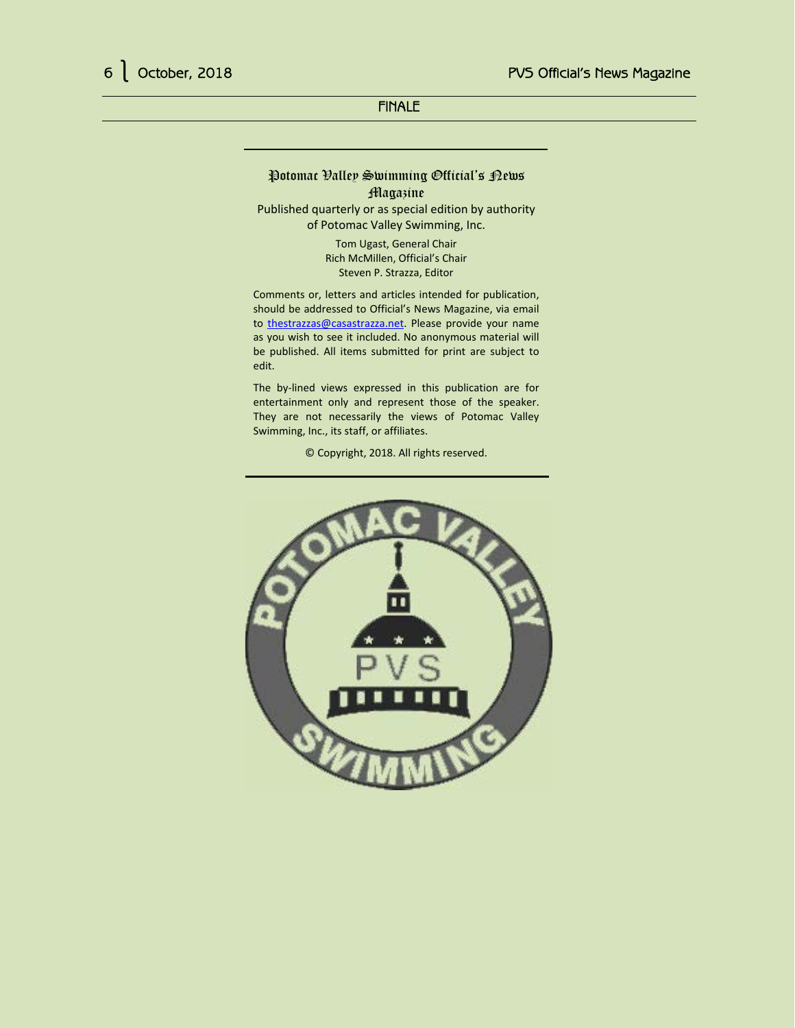## FINALE

**Potomac Valley Swimming Official's News Magazine**

Published quarterly or as special edition by authority of Potomac Valley Swimming, Inc.

Tom Ugast, General Chair
Rich McMillen, Official's Chair
Steven P. Strazza, Editor

Comments or, letters and articles intended for publication, should be addressed to Official's News Magazine, via email to thestrazzas@casastrazza.net. Please provide your name as you wish to see it included. No anonymous material will be published. All items submitted for print are subject to edit.

The by-lined views expressed in this publication are for entertainment only and represent those of the speaker. They are not necessarily the views of Potomac Valley Swimming, Inc., its staff, or affiliates.

© Copyright, 2018. All rights reserved.

POTOMAC VALLEY
PVS
SWIMMING